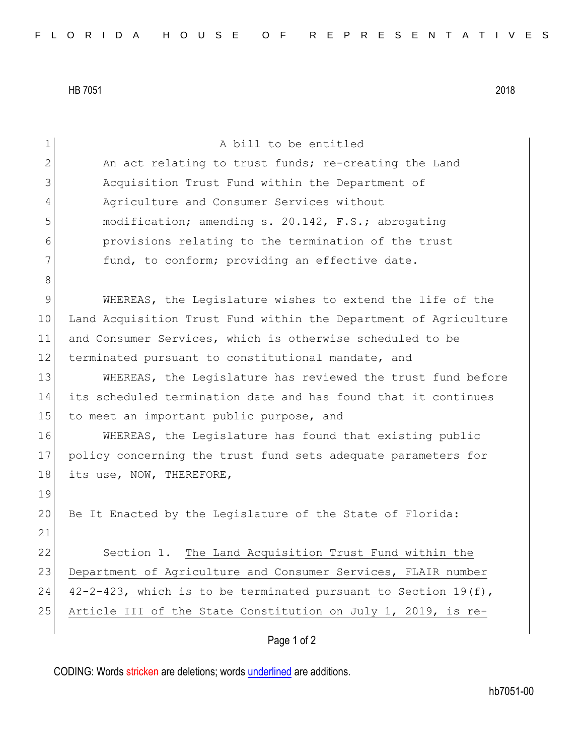HB 7051 2018

A bill to be entitled

An act relating to trust funds; re-creating the Land Acquisition Trust Fund within the Department of Agriculture and Consumer Services without modification; amending s. 20.142, F.S.; abrogating provisions relating to the termination of the trust fund, to conform; providing an effective date.

WHEREAS, the Legislature wishes to extend the life of the Land Acquisition Trust Fund within the Department of Agriculture and Consumer Services, which is otherwise scheduled to be terminated pursuant to constitutional mandate, and

WHEREAS, the Legislature has reviewed the trust fund before its scheduled termination date and has found that it continues to meet an important public purpose, and

WHEREAS, the Legislature has found that existing public policy concerning the trust fund sets adequate parameters for its use, NOW, THEREFORE,

Be It Enacted by the Legislature of the State of Florida:

Section 1. <u>The Land Acquisition Trust Fund within the Department of Agriculture and Consumer Services, FLAIR number 42-2-423, which is to be terminated pursuant to Section 19(f), Article III of the State Constitution on July 1, 2019, is re-</u>

CODING: Words stricken are deletions; words underlined are additions.

hb7051-00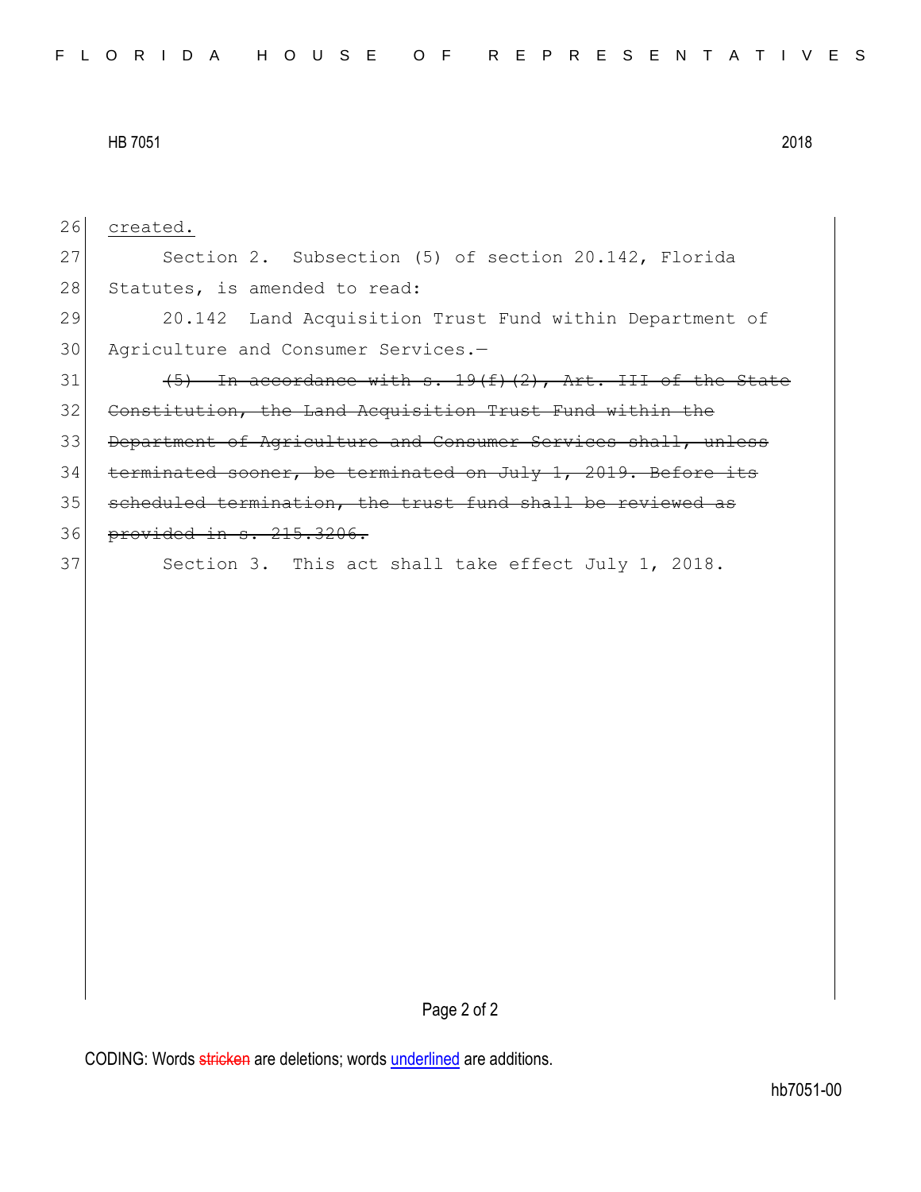created.

Section 2. Subsection (5) of section 20.142, Florida Statutes, is amended to read:

20.142 Land Acquisition Trust Fund within Department of Agriculture and Consumer Services.—

~~(5) In accordance with s. 19(f)(2), Art. III of the State Constitution, the Land Acquisition Trust Fund within the Department of Agriculture and Consumer Services shall, unless terminated sooner, be terminated on July 1, 2019. Before its scheduled termination, the trust fund shall be reviewed as provided in s. 215.3206.~~

Section 3. This act shall take effect July 1, 2018.

CODING: Words ~~stricken~~ are deletions; words underlined are additions.